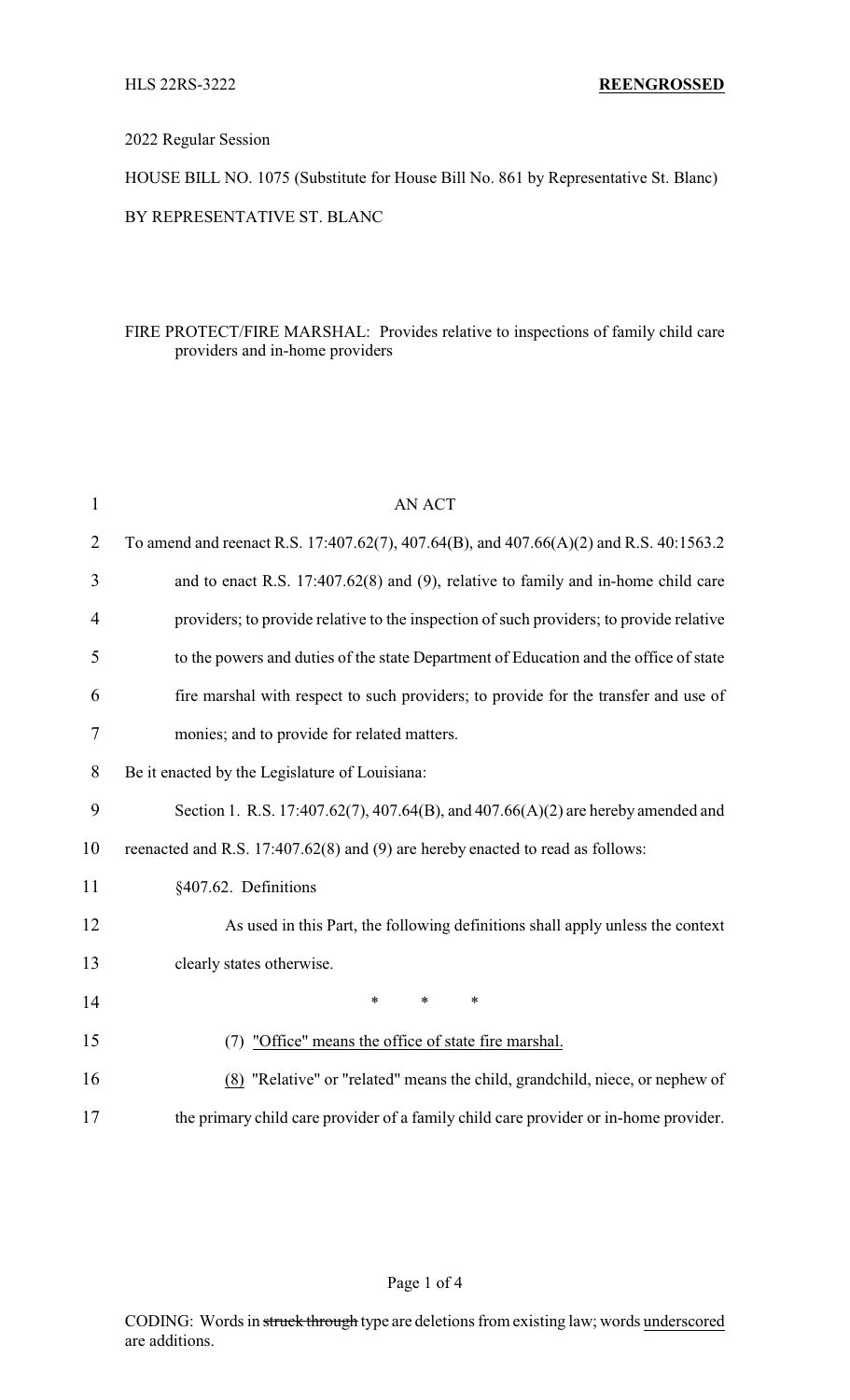HLS 22RS-3222 **REENGROSSED**

2022 Regular Session

HOUSE BILL NO. 1075 (Substitute for House Bill No. 861 by Representative St. Blanc)

BY REPRESENTATIVE ST. BLANC

FIRE PROTECT/FIRE MARSHAL: Provides relative to inspections of family child care providers and in-home providers

AN ACT

To amend and reenact R.S. 17:407.62(7), 407.64(B), and 407.66(A)(2) and R.S. 40:1563.2 and to enact R.S. 17:407.62(8) and (9), relative to family and in-home child care providers; to provide relative to the inspection of such providers; to provide relative to the powers and duties of the state Department of Education and the office of state fire marshal with respect to such providers; to provide for the transfer and use of monies; and to provide for related matters.

Be it enacted by the Legislature of Louisiana:

Section 1. R.S. 17:407.62(7), 407.64(B), and 407.66(A)(2) are hereby amended and reenacted and R.S. 17:407.62(8) and (9) are hereby enacted to read as follows:

§407.62. Definitions

As used in this Part, the following definitions shall apply unless the context clearly states otherwise.

\* \* \*

(7) "Office" means the office of state fire marshal.

(8) "Relative" or "related" means the child, grandchild, niece, or nephew of the primary child care provider of a family child care provider or in-home provider.

CODING: Words in ~~struck through~~ type are deletions from existing law; words underscored are additions.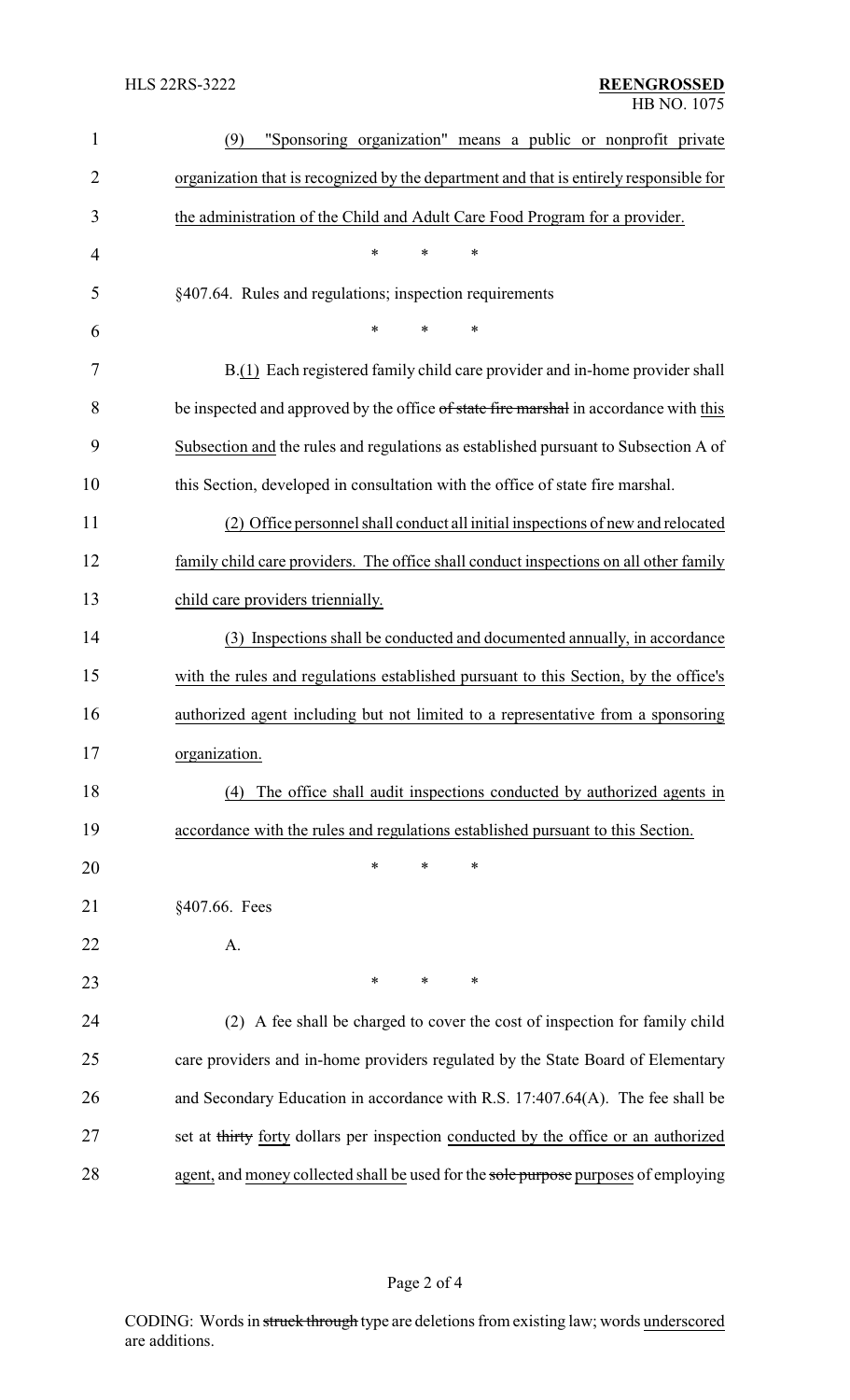(9) "Sponsoring organization" means a public or nonprofit private organization that is recognized by the department and that is entirely responsible for the administration of the Child and Adult Care Food Program for a provider.

\* \* \*

§407.64. Rules and regulations; inspection requirements

\* \* \*

B.(1) Each registered family child care provider and in-home provider shall be inspected and approved by the office ~~of state fire marshal~~ in accordance with this Subsection and the rules and regulations as established pursuant to Subsection A of this Section, developed in consultation with the office of state fire marshal.

(2) Office personnel shall conduct all initial inspections of new and relocated family child care providers. The office shall conduct inspections on all other family child care providers triennially.

(3) Inspections shall be conducted and documented annually, in accordance with the rules and regulations established pursuant to this Section, by the office's authorized agent including but not limited to a representative from a sponsoring organization.

(4) The office shall audit inspections conducted by authorized agents in accordance with the rules and regulations established pursuant to this Section.

\* \* \*

§407.66. Fees

A.

\* \* \*

(2) A fee shall be charged to cover the cost of inspection for family child care providers and in-home providers regulated by the State Board of Elementary and Secondary Education in accordance with R.S. 17:407.64(A). The fee shall be set at ~~thirty~~ forty dollars per inspection conducted by the office or an authorized agent, and money collected shall be used for the ~~sole purpose~~ purposes of employing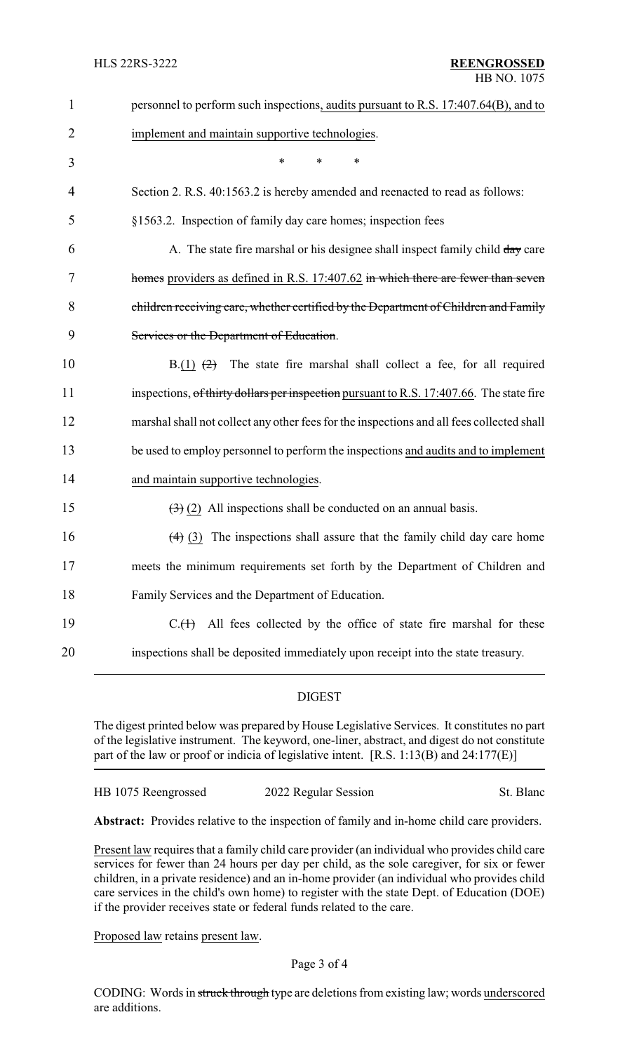personnel to perform such inspections, audits pursuant to R.S. 17:407.64(B), and to implement and maintain supportive technologies.

\* \* \*

Section 2. R.S. 40:1563.2 is hereby amended and reenacted to read as follows:

§1563.2. Inspection of family day care homes; inspection fees

A. The state fire marshal or his designee shall inspect family child ~~day~~ care ~~homes~~ providers as defined in R.S. 17:407.62 ~~in which there are fewer than seven children receiving care, whether certified by the Department of Children and Family Services or the Department of Education~~.

B.(1) ~~(2)~~ The state fire marshal shall collect a fee, for all required inspections, ~~of thirty dollars per inspection~~ pursuant to R.S. 17:407.66. The state fire marshal shall not collect any other fees for the inspections and all fees collected shall be used to employ personnel to perform the inspections and audits and to implement and maintain supportive technologies.

~~(3)~~ (2) All inspections shall be conducted on an annual basis.

~~(4)~~ (3) The inspections shall assure that the family child day care home meets the minimum requirements set forth by the Department of Children and Family Services and the Department of Education.

C.~~(1)~~ All fees collected by the office of state fire marshal for these inspections shall be deposited immediately upon receipt into the state treasury.

## DIGEST

The digest printed below was prepared by House Legislative Services. It constitutes no part of the legislative instrument. The keyword, one-liner, abstract, and digest do not constitute part of the law or proof or indicia of legislative intent. [R.S. 1:13(B) and 24:177(E)]

HB 1075 Reengrossed | 2022 Regular Session | St. Blanc

**Abstract:** Provides relative to the inspection of family and in-home child care providers.

Present law requires that a family child care provider (an individual who provides child care services for fewer than 24 hours per day per child, as the sole caregiver, for six or fewer children, in a private residence) and an in-home provider (an individual who provides child care services in the child's own home) to register with the state Dept. of Education (DOE) if the provider receives state or federal funds related to the care.

Proposed law retains present law.

CODING: Words in ~~struck through~~ type are deletions from existing law; words underscored are additions.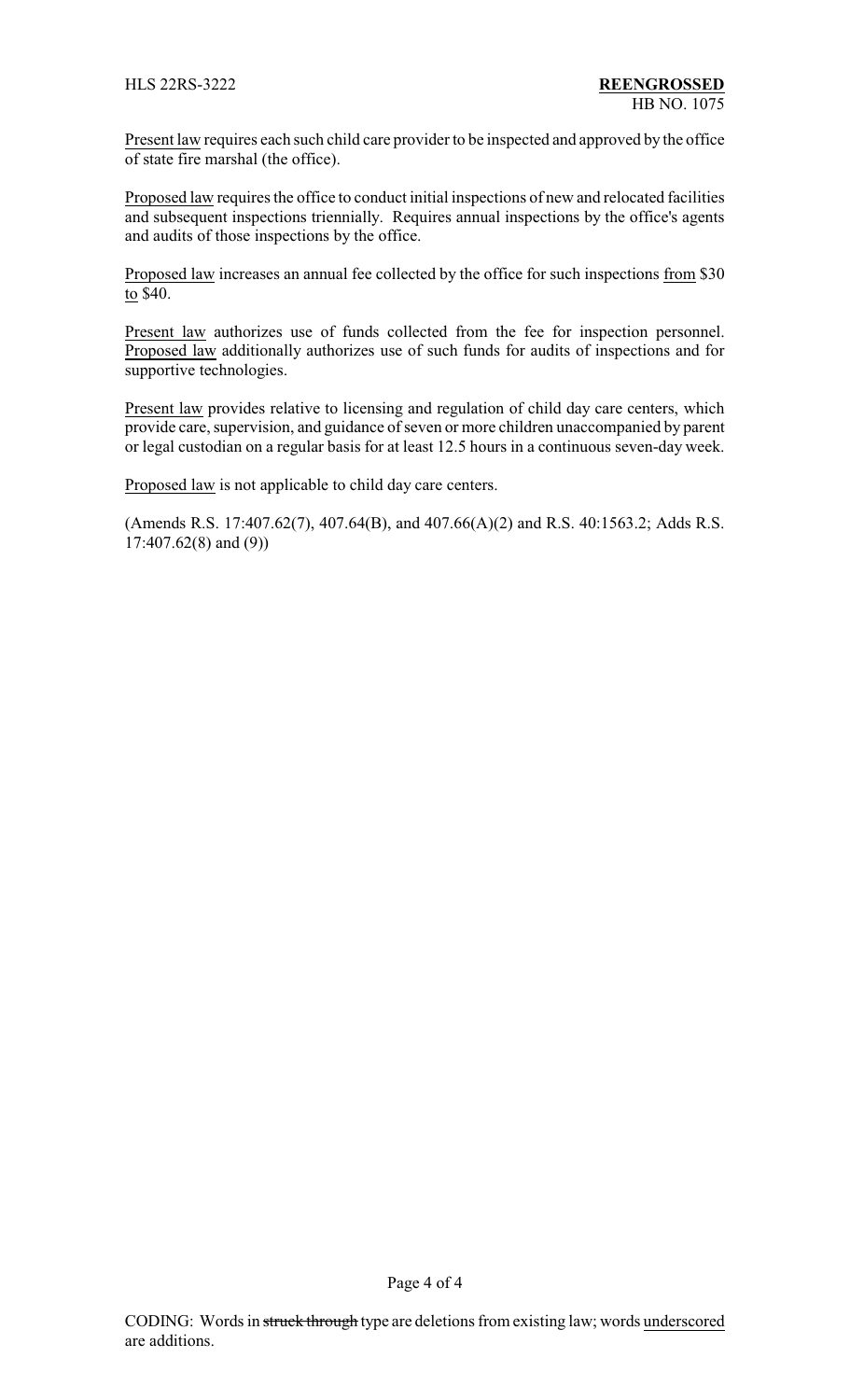Present law requires each such child care provider to be inspected and approved by the office of state fire marshal (the office).

Proposed law requires the office to conduct initial inspections of new and relocated facilities and subsequent inspections triennially. Requires annual inspections by the office's agents and audits of those inspections by the office.

Proposed law increases an annual fee collected by the office for such inspections from $30 to $40.

Present law authorizes use of funds collected from the fee for inspection personnel. Proposed law additionally authorizes use of such funds for audits of inspections and for supportive technologies.

Present law provides relative to licensing and regulation of child day care centers, which provide care, supervision, and guidance of seven or more children unaccompanied by parent or legal custodian on a regular basis for at least 12.5 hours in a continuous seven-day week.

Proposed law is not applicable to child day care centers.

(Amends R.S. 17:407.62(7), 407.64(B), and 407.66(A)(2) and R.S. 40:1563.2; Adds R.S. 17:407.62(8) and (9))

CODING: Words in ~~struck through~~ type are deletions from existing law; words underscored are additions.